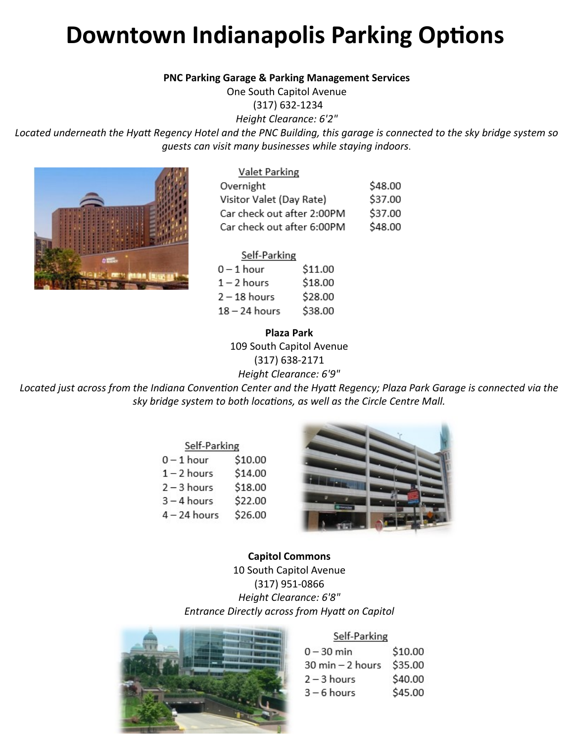# Downtown Indianapolis Parking Options

**PNC Parking Garage & Parking Management Services**
One South Capitol Avenue
(317) 632-1234
*Height Clearance: 6'2"*
*Located underneath the Hyatt Regency Hotel and the PNC Building, this garage is connected to the sky bridge system so guests can visit many businesses while staying indoors.*

| Valet Parking | |
|---|---|
| Overnight | $48.00 |
| Visitor Valet (Day Rate) | $37.00 |
| Car check out after 2:00PM | $37.00 |
| Car check out after 6:00PM | $48.00 |

| Self-Parking | |
|---|---|
| 0 – 1 hour | $11.00 |
| 1 – 2 hours | $18.00 |
| 2 – 18 hours | $28.00 |
| 18 – 24 hours | $38.00 |

**Plaza Park**
109 South Capitol Avenue
(317) 638-2171
*Height Clearance: 6'9"*
*Located just across from the Indiana Convention Center and the Hyatt Regency; Plaza Park Garage is connected via the sky bridge system to both locations, as well as the Circle Centre Mall.*

| Self-Parking | |
|---|---|
| 0 – 1 hour | $10.00 |
| 1 – 2 hours | $14.00 |
| 2 – 3 hours | $18.00 |
| 3 – 4 hours | $22.00 |
| 4 – 24 hours | $26.00 |

**Capitol Commons**
10 South Capitol Avenue
(317) 951-0866
*Height Clearance: 6'8"*
*Entrance Directly across from Hyatt on Capitol*

| Self-Parking | |
|---|---|
| 0 – 30 min | $10.00 |
| 30 min – 2 hours | $35.00 |
| 2 – 3 hours | $40.00 |
| 3 – 6 hours | $45.00 |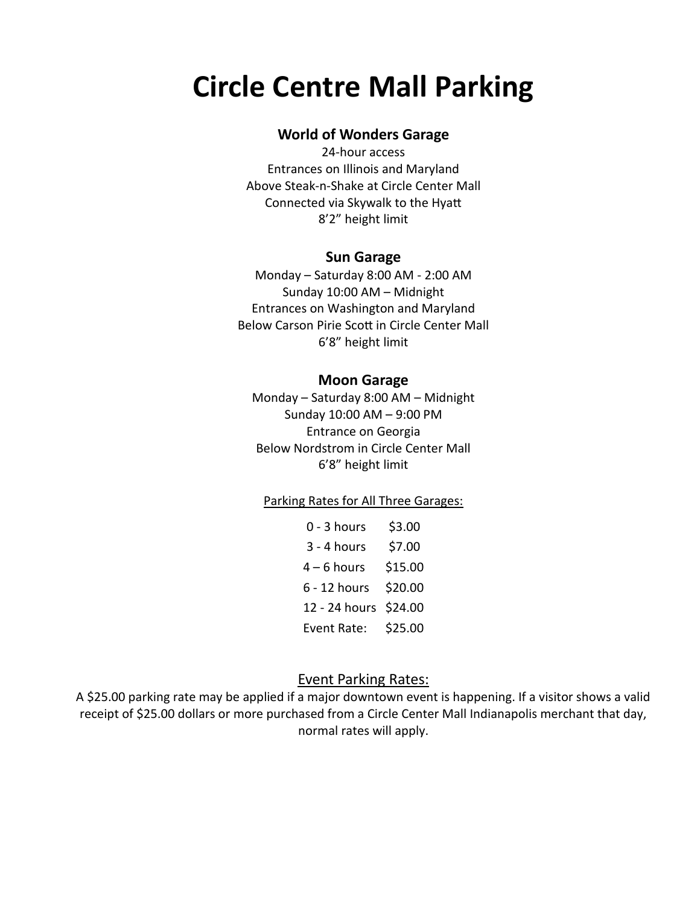# Circle Centre Mall Parking

### World of Wonders Garage

24-hour access
Entrances on Illinois and Maryland
Above Steak-n-Shake at Circle Center Mall
Connected via Skywalk to the Hyatt
8'2" height limit

### Sun Garage

Monday – Saturday 8:00 AM - 2:00 AM
Sunday 10:00 AM – Midnight
Entrances on Washington and Maryland
Below Carson Pirie Scott in Circle Center Mall
6'8" height limit

### Moon Garage

Monday – Saturday 8:00 AM – Midnight
Sunday 10:00 AM – 9:00 PM
Entrance on Georgia
Below Nordstrom in Circle Center Mall
6'8" height limit

Parking Rates for All Three Garages:

| Duration | Rate |
|---|---|
| 0 - 3 hours | $3.00 |
| 3 - 4 hours | $7.00 |
| 4 – 6 hours | $15.00 |
| 6 - 12 hours | $20.00 |
| 12 - 24 hours | $24.00 |
| Event Rate: | $25.00 |

Event Parking Rates:

A $25.00 parking rate may be applied if a major downtown event is happening. If a visitor shows a valid receipt of $25.00 dollars or more purchased from a Circle Center Mall Indianapolis merchant that day, normal rates will apply.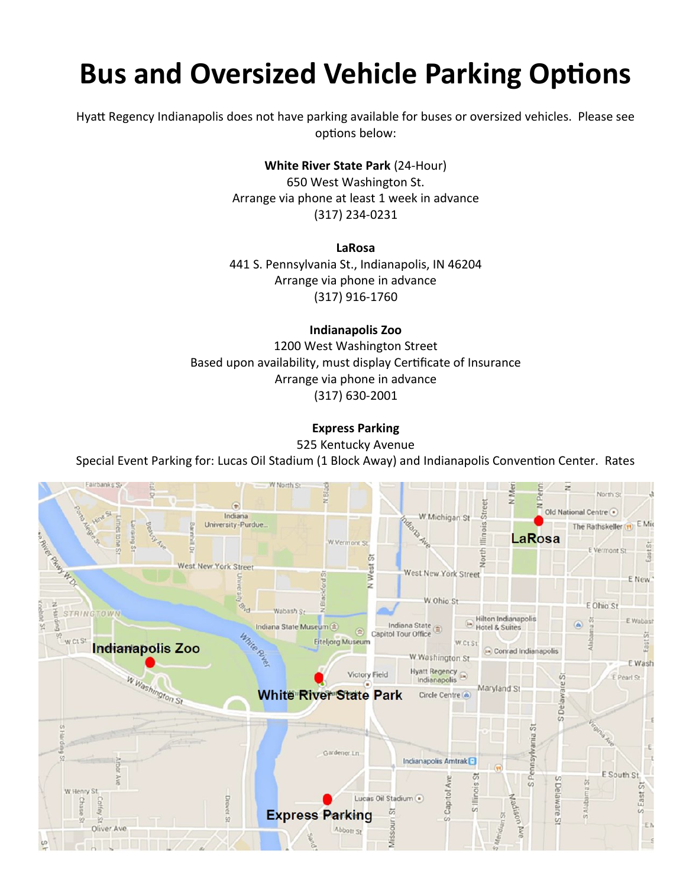# Bus and Oversized Vehicle Parking Options

Hyatt Regency Indianapolis does not have parking available for buses or oversized vehicles. Please see options below:

**White River State Park** (24-Hour)
650 West Washington St.
Arrange via phone at least 1 week in advance
(317) 234-0231

**LaRosa**
441 S. Pennsylvania St., Indianapolis, IN 46204
Arrange via phone in advance
(317) 916-1760

**Indianapolis Zoo**
1200 West Washington Street
Based upon availability, must display Certificate of Insurance
Arrange via phone in advance
(317) 630-2001

**Express Parking**
525 Kentucky Avenue
Special Event Parking for: Lucas Oil Stadium (1 Block Away) and Indianapolis Convention Center. Rates

LaRosa
Indianapolis Zoo
White River State Park
Express Parking